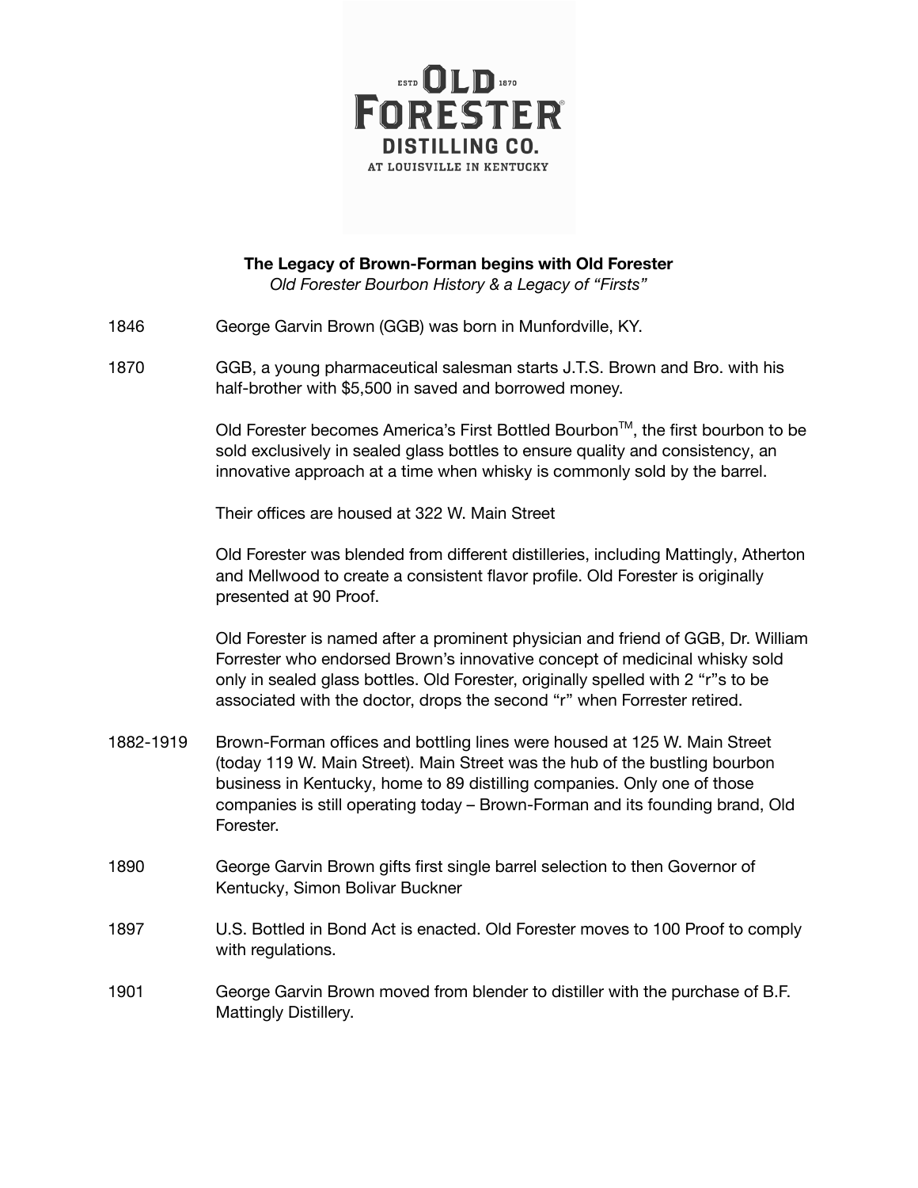ESTD **OLD** 1870
**FORESTER**®
**DISTILLING CO.**
AT LOUISVILLE IN KENTUCKY

**The Legacy of Brown-Forman begins with Old Forester**
*Old Forester Bourbon History & a Legacy of "Firsts"*

1846 George Garvin Brown (GGB) was born in Munfordville, KY.

1870 GGB, a young pharmaceutical salesman starts J.T.S. Brown and Bro. with his half-brother with $5,500 in saved and borrowed money.

Old Forester becomes America's First Bottled Bourbon™, the first bourbon to be sold exclusively in sealed glass bottles to ensure quality and consistency, an innovative approach at a time when whisky is commonly sold by the barrel.

Their offices are housed at 322 W. Main Street

Old Forester was blended from different distilleries, including Mattingly, Atherton and Mellwood to create a consistent flavor profile. Old Forester is originally presented at 90 Proof.

Old Forester is named after a prominent physician and friend of GGB, Dr. William Forrester who endorsed Brown's innovative concept of medicinal whisky sold only in sealed glass bottles. Old Forester, originally spelled with 2 "r"s to be associated with the doctor, drops the second "r" when Forrester retired.

1882-1919 Brown-Forman offices and bottling lines were housed at 125 W. Main Street (today 119 W. Main Street). Main Street was the hub of the bustling bourbon business in Kentucky, home to 89 distilling companies. Only one of those companies is still operating today – Brown-Forman and its founding brand, Old Forester.

1890 George Garvin Brown gifts first single barrel selection to then Governor of Kentucky, Simon Bolivar Buckner

1897 U.S. Bottled in Bond Act is enacted. Old Forester moves to 100 Proof to comply with regulations.

1901 George Garvin Brown moved from blender to distiller with the purchase of B.F. Mattingly Distillery.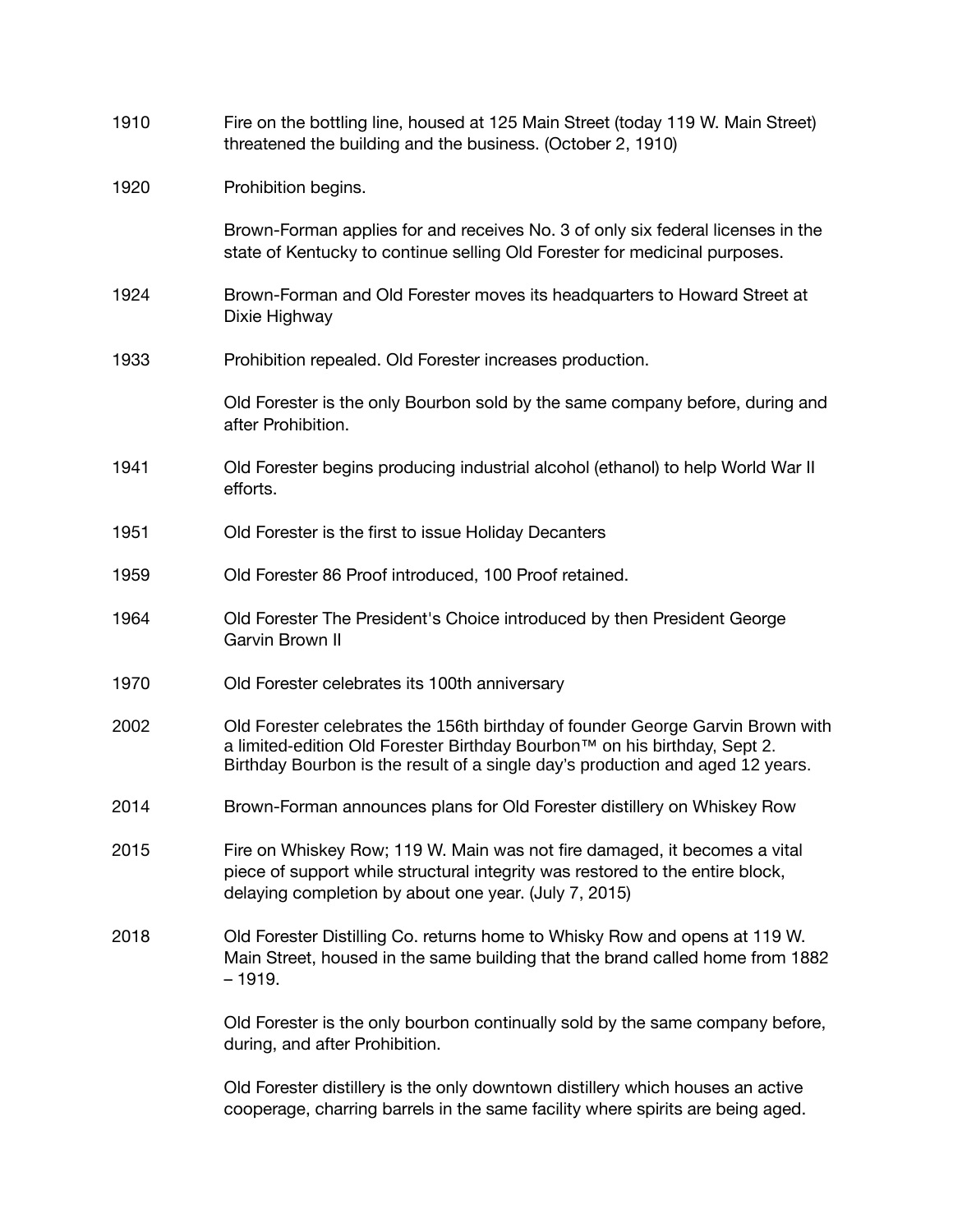| | |
|---|---|
| 1910 | Fire on the bottling line, housed at 125 Main Street (today 119 W. Main Street) threatened the building and the business. (October 2, 1910) |
| 1920 | Prohibition begins. |
| | Brown-Forman applies for and receives No. 3 of only six federal licenses in the state of Kentucky to continue selling Old Forester for medicinal purposes. |
| 1924 | Brown-Forman and Old Forester moves its headquarters to Howard Street at Dixie Highway |
| 1933 | Prohibition repealed. Old Forester increases production. |
| | Old Forester is the only Bourbon sold by the same company before, during and after Prohibition. |
| 1941 | Old Forester begins producing industrial alcohol (ethanol) to help World War II efforts. |
| 1951 | Old Forester is the first to issue Holiday Decanters |
| 1959 | Old Forester 86 Proof introduced, 100 Proof retained. |
| 1964 | Old Forester The President's Choice introduced by then President George Garvin Brown II |
| 1970 | Old Forester celebrates its 100th anniversary |
| 2002 | Old Forester celebrates the 156th birthday of founder George Garvin Brown with a limited-edition Old Forester Birthday Bourbon™ on his birthday, Sept 2. Birthday Bourbon is the result of a single day's production and aged 12 years. |
| 2014 | Brown-Forman announces plans for Old Forester distillery on Whiskey Row |
| 2015 | Fire on Whiskey Row; 119 W. Main was not fire damaged, it becomes a vital piece of support while structural integrity was restored to the entire block, delaying completion by about one year. (July 7, 2015) |
| 2018 | Old Forester Distilling Co. returns home to Whisky Row and opens at 119 W. Main Street, housed in the same building that the brand called home from 1882 – 1919. |
| | Old Forester is the only bourbon continually sold by the same company before, during, and after Prohibition. |
| | Old Forester distillery is the only downtown distillery which houses an active cooperage, charring barrels in the same facility where spirits are being aged. |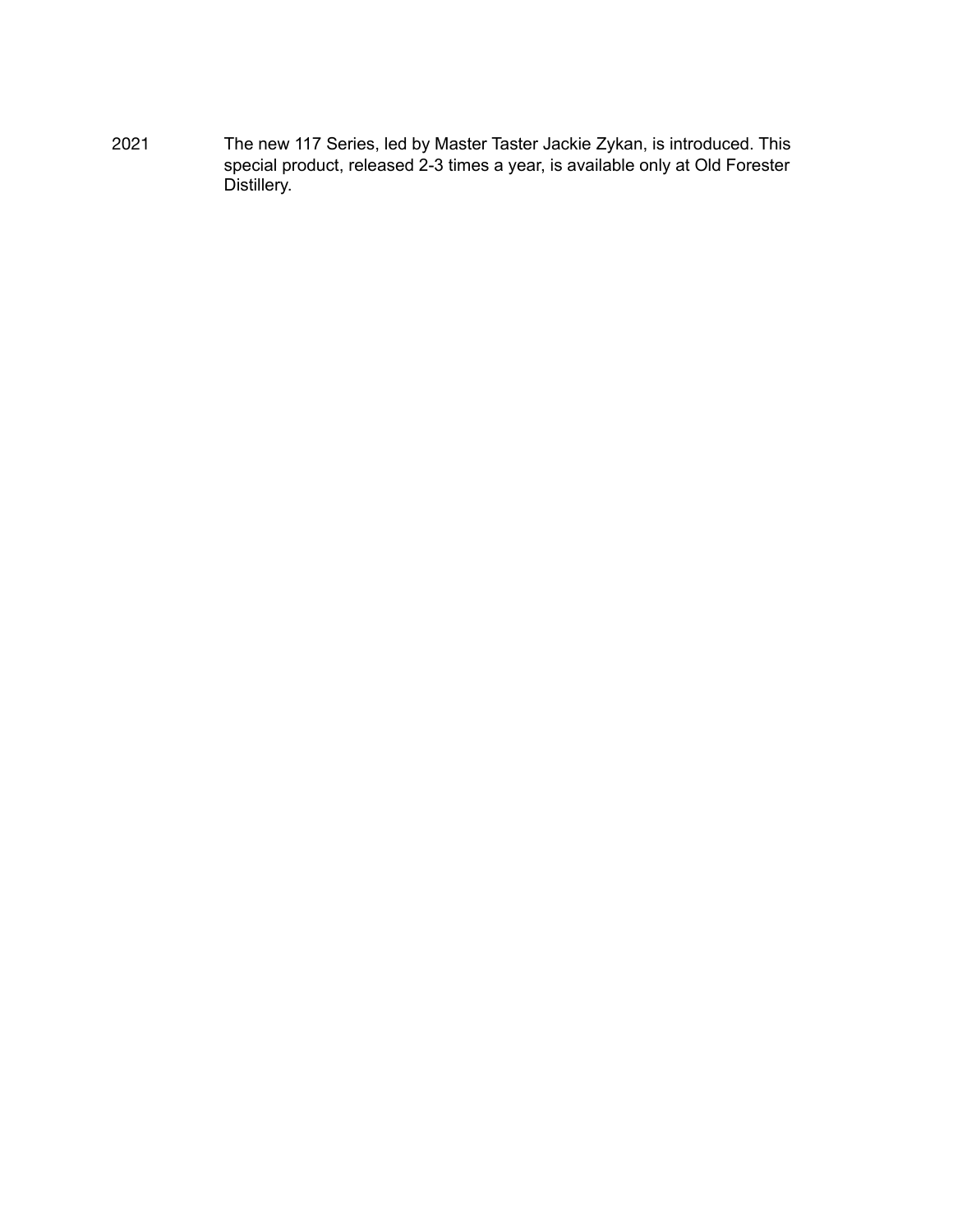| | |
|---|---|
| 2021 | The new 117 Series, led by Master Taster Jackie Zykan, is introduced. This special product, released 2-3 times a year, is available only at Old Forester Distillery. |